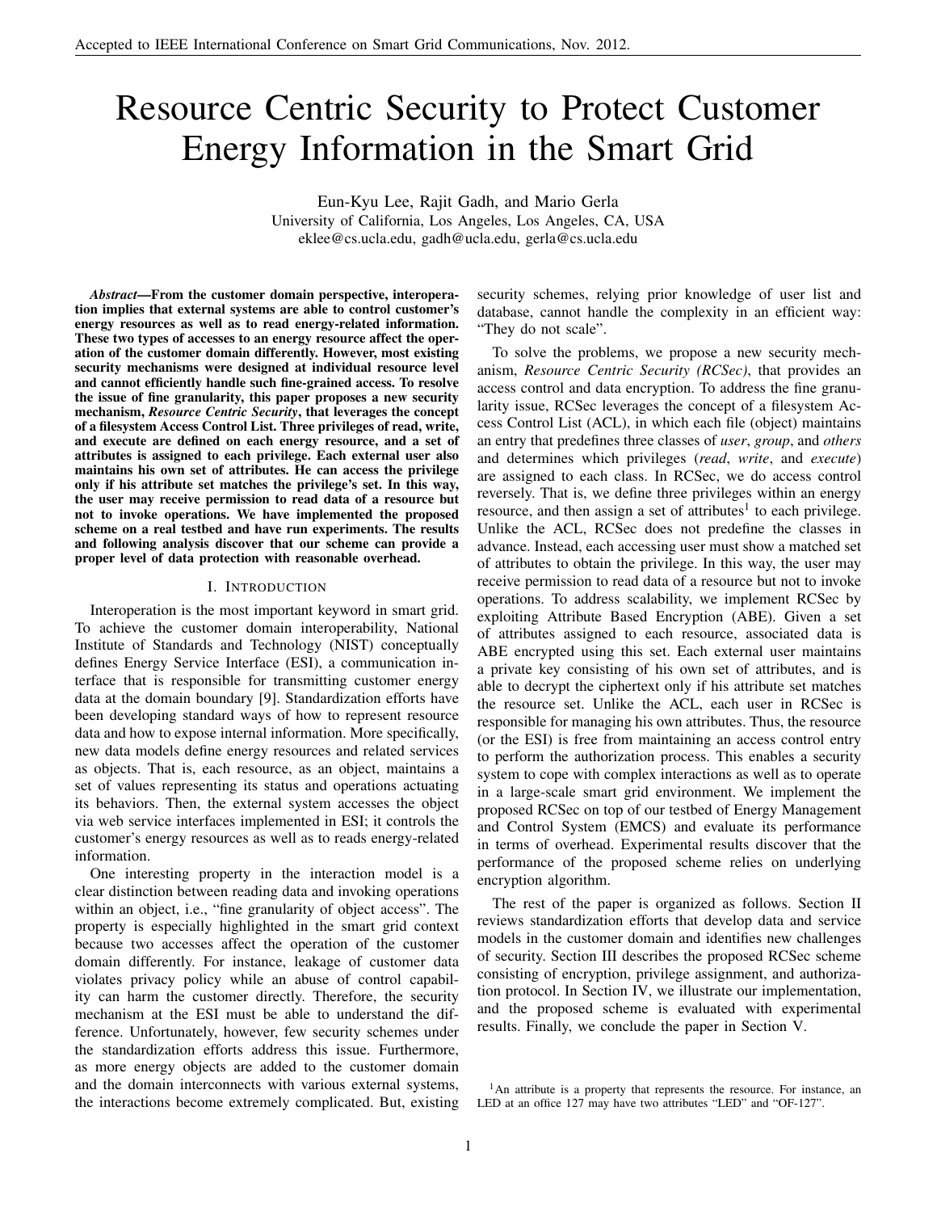Accepted to IEEE International Conference on Smart Grid Communications, Nov. 2012.

# Resource Centric Security to Protect Customer Energy Information in the Smart Grid

Eun-Kyu Lee, Rajit Gadh, and Mario Gerla
University of California, Los Angeles, Los Angeles, CA, USA
eklee@cs.ucla.edu, gadh@ucla.edu, gerla@cs.ucla.edu

***Abstract*—From the customer domain perspective, interoperation implies that external systems are able to control customer's energy resources as well as to read energy-related information. These two types of accesses to an energy resource affect the operation of the customer domain differently. However, most existing security mechanisms were designed at individual resource level and cannot efficiently handle such fine-grained access. To resolve the issue of fine granularity, this paper proposes a new security mechanism, *Resource Centric Security*, that leverages the concept of a filesystem Access Control List. Three privileges of read, write, and execute are defined on each energy resource, and a set of attributes is assigned to each privilege. Each external user also maintains his own set of attributes. He can access the privilege only if his attribute set matches the privilege's set. In this way, the user may receive permission to read data of a resource but not to invoke operations. We have implemented the proposed scheme on a real testbed and have run experiments. The results and following analysis discover that our scheme can provide a proper level of data protection with reasonable overhead.**

## I. Introduction

Interoperation is the most important keyword in smart grid. To achieve the customer domain interoperability, National Institute of Standards and Technology (NIST) conceptually defines Energy Service Interface (ESI), a communication interface that is responsible for transmitting customer energy data at the domain boundary [9]. Standardization efforts have been developing standard ways of how to represent resource data and how to expose internal information. More specifically, new data models define energy resources and related services as objects. That is, each resource, as an object, maintains a set of values representing its status and operations actuating its behaviors. Then, the external system accesses the object via web service interfaces implemented in ESI; it controls the customer's energy resources as well as to reads energy-related information.

One interesting property in the interaction model is a clear distinction between reading data and invoking operations within an object, i.e., "fine granularity of object access". The property is especially highlighted in the smart grid context because two accesses affect the operation of the customer domain differently. For instance, leakage of customer data violates privacy policy while an abuse of control capability can harm the customer directly. Therefore, the security mechanism at the ESI must be able to understand the difference. Unfortunately, however, few security schemes under the standardization efforts address this issue. Furthermore, as more energy objects are added to the customer domain and the domain interconnects with various external systems, the interactions become extremely complicated. But, existing security schemes, relying prior knowledge of user list and database, cannot handle the complexity in an efficient way: "They do not scale".

To solve the problems, we propose a new security mechanism, *Resource Centric Security (RCSec)*, that provides an access control and data encryption. To address the fine granularity issue, RCSec leverages the concept of a filesystem Access Control List (ACL), in which each file (object) maintains an entry that predefines three classes of *user*, *group*, and *others* and determines which privileges (*read*, *write*, and *execute*) are assigned to each class. In RCSec, we do access control reversely. That is, we define three privileges within an energy resource, and then assign a set of attributes[1] to each privilege. Unlike the ACL, RCSec does not predefine the classes in advance. Instead, each accessing user must show a matched set of attributes to obtain the privilege. In this way, the user may receive permission to read data of a resource but not to invoke operations. To address scalability, we implement RCSec by exploiting Attribute Based Encryption (ABE). Given a set of attributes assigned to each resource, associated data is ABE encrypted using this set. Each external user maintains a private key consisting of his own set of attributes, and is able to decrypt the ciphertext only if his attribute set matches the resource set. Unlike the ACL, each user in RCSec is responsible for managing his own attributes. Thus, the resource (or the ESI) is free from maintaining an access control entry to perform the authorization process. This enables a security system to cope with complex interactions as well as to operate in a large-scale smart grid environment. We implement the proposed RCSec on top of our testbed of Energy Management and Control System (EMCS) and evaluate its performance in terms of overhead. Experimental results discover that the performance of the proposed scheme relies on underlying encryption algorithm.

The rest of the paper is organized as follows. Section II reviews standardization efforts that develop data and service models in the customer domain and identifies new challenges of security. Section III describes the proposed RCSec scheme consisting of encryption, privilege assignment, and authorization protocol. In Section IV, we illustrate our implementation, and the proposed scheme is evaluated with experimental results. Finally, we conclude the paper in Section V.

[1] An attribute is a property that represents the resource. For instance, an LED at an office 127 may have two attributes "LED" and "OF-127".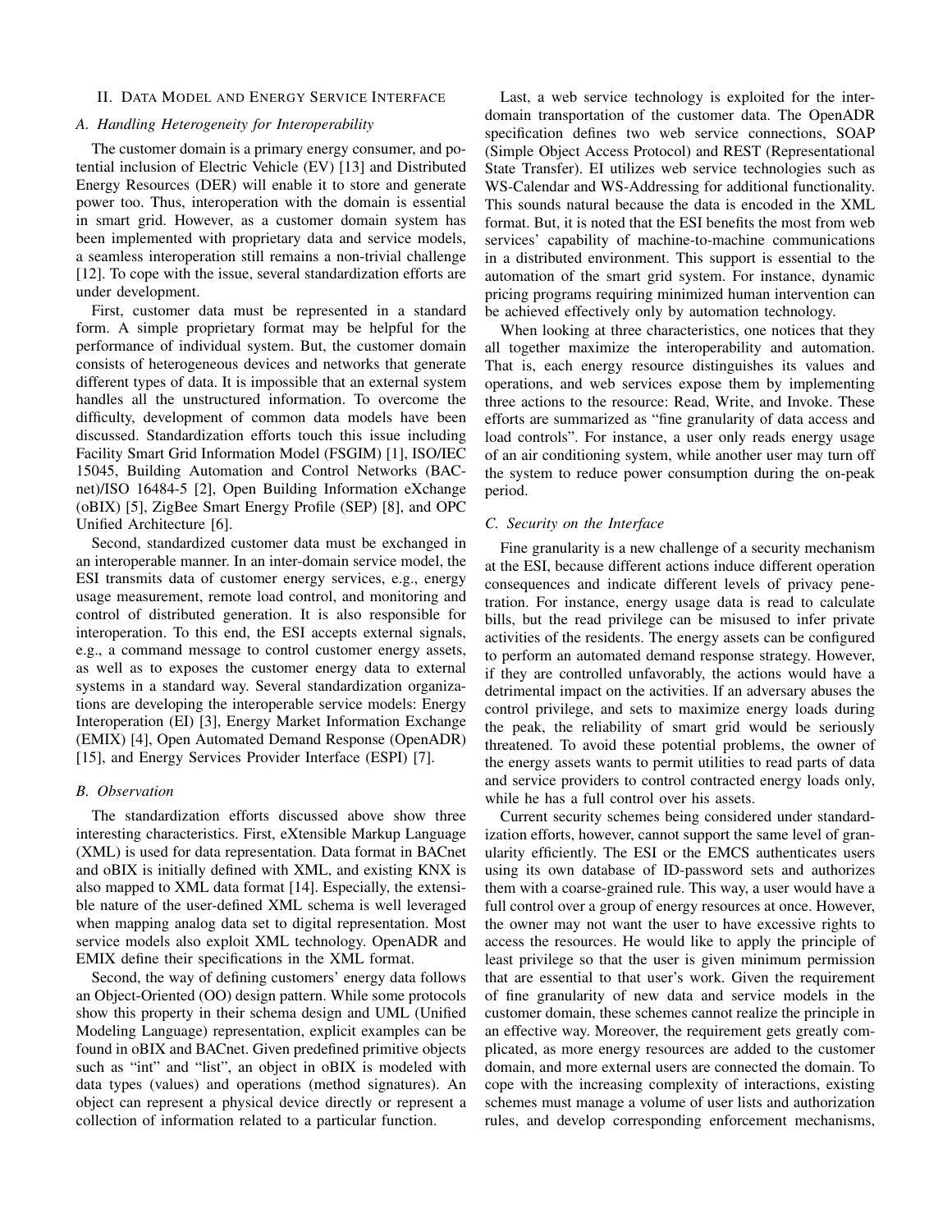## II. Data Model and Energy Service Interface

### A. Handling Heterogeneity for Interoperability

The customer domain is a primary energy consumer, and potential inclusion of Electric Vehicle (EV) [13] and Distributed Energy Resources (DER) will enable it to store and generate power too. Thus, interoperation with the domain is essential in smart grid. However, as a customer domain system has been implemented with proprietary data and service models, a seamless interoperation still remains a non-trivial challenge [12]. To cope with the issue, several standardization efforts are under development.

First, customer data must be represented in a standard form. A simple proprietary format may be helpful for the performance of individual system. But, the customer domain consists of heterogeneous devices and networks that generate different types of data. It is impossible that an external system handles all the unstructured information. To overcome the difficulty, development of common data models have been discussed. Standardization efforts touch this issue including Facility Smart Grid Information Model (FSGIM) [1], ISO/IEC 15045, Building Automation and Control Networks (BACnet)/ISO 16484-5 [2], Open Building Information eXchange (oBIX) [5], ZigBee Smart Energy Profile (SEP) [8], and OPC Unified Architecture [6].

Second, standardized customer data must be exchanged in an interoperable manner. In an inter-domain service model, the ESI transmits data of customer energy services, e.g., energy usage measurement, remote load control, and monitoring and control of distributed generation. It is also responsible for interoperation. To this end, the ESI accepts external signals, e.g., a command message to control customer energy assets, as well as to exposes the customer energy data to external systems in a standard way. Several standardization organizations are developing the interoperable service models: Energy Interoperation (EI) [3], Energy Market Information Exchange (EMIX) [4], Open Automated Demand Response (OpenADR) [15], and Energy Services Provider Interface (ESPI) [7].

### B. Observation

The standardization efforts discussed above show three interesting characteristics. First, eXtensible Markup Language (XML) is used for data representation. Data format in BACnet and oBIX is initially defined with XML, and existing KNX is also mapped to XML data format [14]. Especially, the extensible nature of the user-defined XML schema is well leveraged when mapping analog data set to digital representation. Most service models also exploit XML technology. OpenADR and EMIX define their specifications in the XML format.

Second, the way of defining customers' energy data follows an Object-Oriented (OO) design pattern. While some protocols show this property in their schema design and UML (Unified Modeling Language) representation, explicit examples can be found in oBIX and BACnet. Given predefined primitive objects such as "int" and "list", an object in oBIX is modeled with data types (values) and operations (method signatures). An object can represent a physical device directly or represent a collection of information related to a particular function.

Last, a web service technology is exploited for the inter-domain transportation of the customer data. The OpenADR specification defines two web service connections, SOAP (Simple Object Access Protocol) and REST (Representational State Transfer). EI utilizes web service technologies such as WS-Calendar and WS-Addressing for additional functionality. This sounds natural because the data is encoded in the XML format. But, it is noted that the ESI benefits the most from web services' capability of machine-to-machine communications in a distributed environment. This support is essential to the automation of the smart grid system. For instance, dynamic pricing programs requiring minimized human intervention can be achieved effectively only by automation technology.

When looking at three characteristics, one notices that they all together maximize the interoperability and automation. That is, each energy resource distinguishes its values and operations, and web services expose them by implementing three actions to the resource: Read, Write, and Invoke. These efforts are summarized as "fine granularity of data access and load controls". For instance, a user only reads energy usage of an air conditioning system, while another user may turn off the system to reduce power consumption during the on-peak period.

### C. Security on the Interface

Fine granularity is a new challenge of a security mechanism at the ESI, because different actions induce different operation consequences and indicate different levels of privacy penetration. For instance, energy usage data is read to calculate bills, but the read privilege can be misused to infer private activities of the residents. The energy assets can be configured to perform an automated demand response strategy. However, if they are controlled unfavorably, the actions would have a detrimental impact on the activities. If an adversary abuses the control privilege, and sets to maximize energy loads during the peak, the reliability of smart grid would be seriously threatened. To avoid these potential problems, the owner of the energy assets wants to permit utilities to read parts of data and service providers to control contracted energy loads only, while he has a full control over his assets.

Current security schemes being considered under standardization efforts, however, cannot support the same level of granularity efficiently. The ESI or the EMCS authenticates users using its own database of ID-password sets and authorizes them with a coarse-grained rule. This way, a user would have a full control over a group of energy resources at once. However, the owner may not want the user to have excessive rights to access the resources. He would like to apply the principle of least privilege so that the user is given minimum permission that are essential to that user's work. Given the requirement of fine granularity of new data and service models in the customer domain, these schemes cannot realize the principle in an effective way. Moreover, the requirement gets greatly complicated, as more energy resources are added to the customer domain, and more external users are connected the domain. To cope with the increasing complexity of interactions, existing schemes must manage a volume of user lists and authorization rules, and develop corresponding enforcement mechanisms,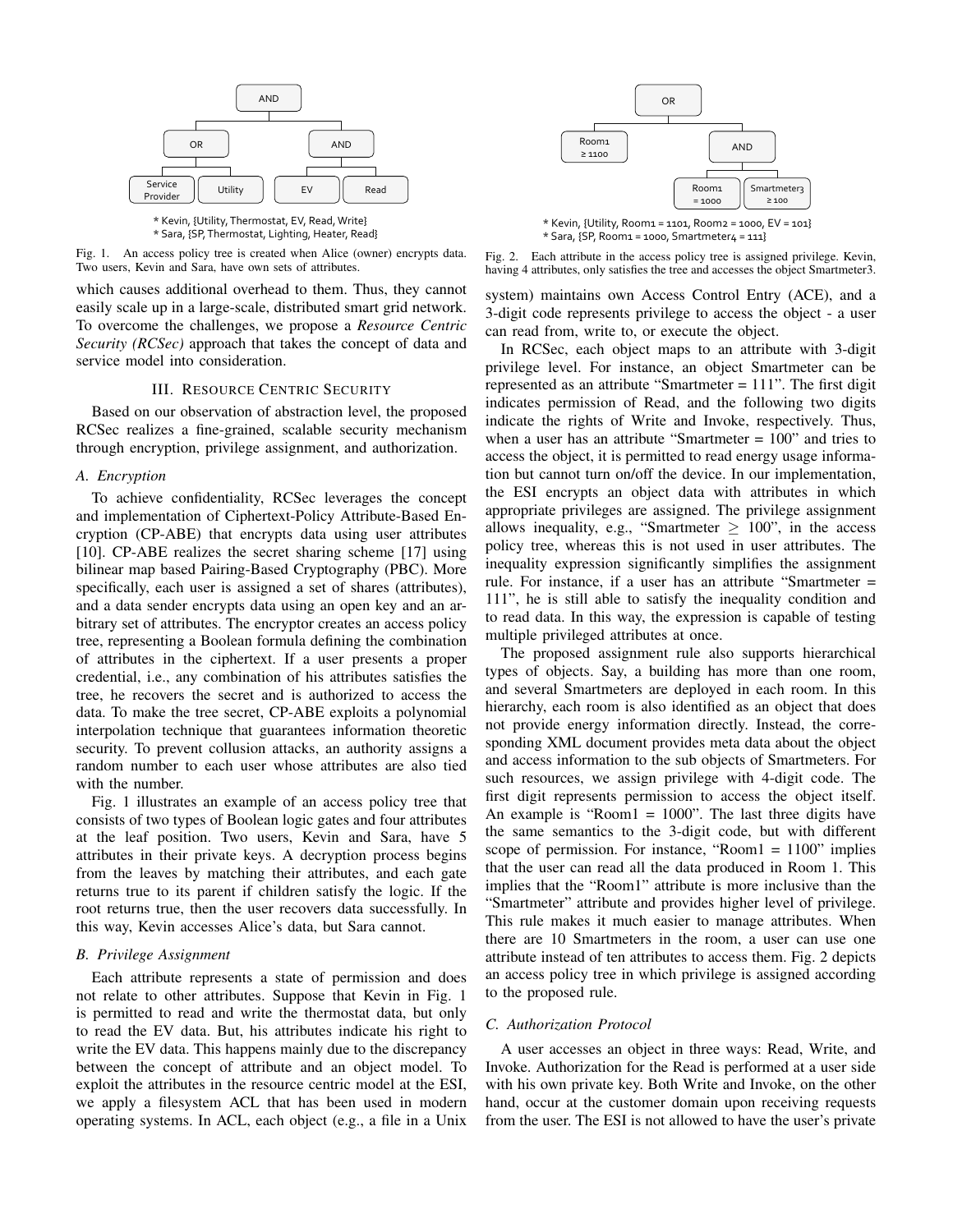AND

OR AND

Service Provider Utility EV Read

* Kevin, {Utility, Thermostat, EV, Read, Write}
* Sara, {SP, Thermostat, Lighting, Heater, Read}

Fig. 1. An access policy tree is created when Alice (owner) encrypts data. Two users, Kevin and Sara, have own sets of attributes.

which causes additional overhead to them. Thus, they cannot easily scale up in a large-scale, distributed smart grid network. To overcome the challenges, we propose a *Resource Centric Security (RCSec)* approach that takes the concept of data and service model into consideration.

## III. Resource Centric Security

Based on our observation of abstraction level, the proposed RCSec realizes a fine-grained, scalable security mechanism through encryption, privilege assignment, and authorization.

### A. Encryption

To achieve confidentiality, RCSec leverages the concept and implementation of Ciphertext-Policy Attribute-Based Encryption (CP-ABE) that encrypts data using user attributes [10]. CP-ABE realizes the secret sharing scheme [17] using bilinear map based Pairing-Based Cryptography (PBC). More specifically, each user is assigned a set of shares (attributes), and a data sender encrypts data using an open key and an arbitrary set of attributes. The encryptor creates an access policy tree, representing a Boolean formula defining the combination of attributes in the ciphertext. If a user presents a proper credential, i.e., any combination of his attributes satisfies the tree, he recovers the secret and is authorized to access the data. To make the tree secret, CP-ABE exploits a polynomial interpolation technique that guarantees information theoretic security. To prevent collusion attacks, an authority assigns a random number to each user whose attributes are also tied with the number.

Fig. 1 illustrates an example of an access policy tree that consists of two types of Boolean logic gates and four attributes at the leaf position. Two users, Kevin and Sara, have 5 attributes in their private keys. A decryption process begins from the leaves by matching their attributes, and each gate returns true to its parent if children satisfy the logic. If the root returns true, then the user recovers data successfully. In this way, Kevin accesses Alice's data, but Sara cannot.

### B. Privilege Assignment

Each attribute represents a state of permission and does not relate to other attributes. Suppose that Kevin in Fig. 1 is permitted to read and write the thermostat data, but only to read the EV data. But, his attributes indicate his right to write the EV data. This happens mainly due to the discrepancy between the concept of attribute and an object model. To exploit the attributes in the resource centric model at the ESI, we apply a filesystem ACL that has been used in modern operating systems. In ACL, each object (e.g., a file in a Unix system) maintains own Access Control Entry (ACE), and a 3-digit code represents privilege to access the object - a user can read from, write to, or execute the object.

In RCSec, each object maps to an attribute with 3-digit privilege level. For instance, an object Smartmeter can be represented as an attribute "Smartmeter = 111". The first digit indicates permission of Read, and the following two digits indicate the rights of Write and Invoke, respectively. Thus, when a user has an attribute "Smartmeter = 100" and tries to access the object, it is permitted to read energy usage information but cannot turn on/off the device. In our implementation, the ESI encrypts an object data with attributes in which appropriate privileges are assigned. The privilege assignment allows inequality, e.g., "Smartmeter $\geq$ 100", in the access policy tree, whereas this is not used in user attributes. The inequality expression significantly simplifies the assignment rule. For instance, if a user has an attribute "Smartmeter = 111", he is still able to satisfy the inequality condition and to read data. In this way, the expression is capable of testing multiple privileged attributes at once.

The proposed assignment rule also supports hierarchical types of objects. Say, a building has more than one room, and several Smartmeters are deployed in each room. In this hierarchy, each room is also identified as an object that does not provide energy information directly. Instead, the corresponding XML document provides meta data about the object and access information to the sub objects of Smartmeters. For such resources, we assign privilege with 4-digit code. The first digit represents permission to access the object itself. An example is "Room1 = 1000". The last three digits have the same semantics to the 3-digit code, but with different scope of permission. For instance, "Room1 = 1100" implies that the user can read all the data produced in Room 1. This implies that the "Room1" attribute is more inclusive than the "Smartmeter" attribute and provides higher level of privilege. This rule makes it much easier to manage attributes. When there are 10 Smartmeters in the room, a user can use one attribute instead of ten attributes to access them. Fig. 2 depicts an access policy tree in which privilege is assigned according to the proposed rule.

OR

Room1 ≥ 1100 AND

Room1 = 1000 Smartmeter3 ≥ 100

* Kevin, {Utility, Room1 = 1101, Room2 = 1000, EV = 101}
* Sara, {SP, Room1 = 1000, Smartmeter4 = 111}

Fig. 2. Each attribute in the access policy tree is assigned privilege. Kevin, having 4 attributes, only satisfies the tree and accesses the object Smartmeter3.

### C. Authorization Protocol

A user accesses an object in three ways: Read, Write, and Invoke. Authorization for the Read is performed at a user side with his own private key. Both Write and Invoke, on the other hand, occur at the customer domain upon receiving requests from the user. The ESI is not allowed to have the user's private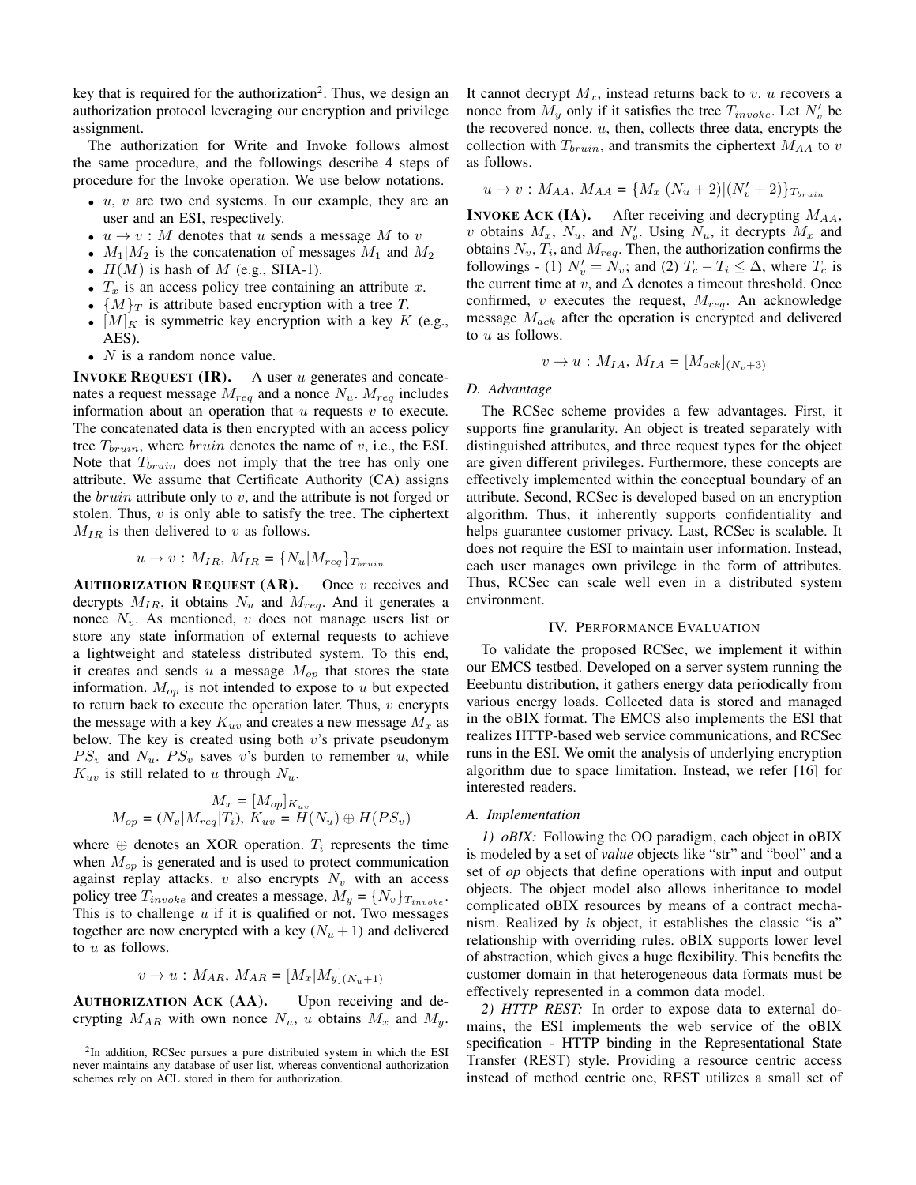key that is required for the authorization[2]. Thus, we design an authorization protocol leveraging our encryption and privilege assignment.

The authorization for Write and Invoke follows almost the same procedure, and the followings describe 4 steps of procedure for the Invoke operation. We use below notations.

- $u$, $v$ are two end systems. In our example, they are an user and an ESI, respectively.
- $u \rightarrow v : M$ denotes that $u$ sends a message $M$ to $v$
- $M_1|M_2$ is the concatenation of messages $M_1$ and $M_2$
- $H(M)$ is hash of $M$ (e.g., SHA-1).
- $T_x$ is an access policy tree containing an attribute $x$.
- $\{M\}_T$ is attribute based encryption with a tree $T$.
- $[M]_K$ is symmetric key encryption with a key $K$ (e.g., AES).
- $N$ is a random nonce value.

**INVOKE REQUEST (IR).** A user $u$ generates and concatenates a request message $M_{req}$ and a nonce $N_u$. $M_{req}$ includes information about an operation that $u$ requests $v$ to execute. The concatenated data is then encrypted with an access policy tree $T_{bruin}$, where $bruin$ denotes the name of $v$, i.e., the ESI. Note that $T_{bruin}$ does not imply that the tree has only one attribute. We assume that Certificate Authority (CA) assigns the $bruin$ attribute only to $v$, and the attribute is not forged or stolen. Thus, $v$ is only able to satisfy the tree. The ciphertext $M_{IR}$ is then delivered to $v$ as follows.

$$u \rightarrow v : M_{IR},\ M_{IR} = \{N_u|M_{req}\}_{T_{bruin}}$$

**AUTHORIZATION REQUEST (AR).** Once $v$ receives and decrypts $M_{IR}$, it obtains $N_u$ and $M_{req}$. And it generates a nonce $N_v$. As mentioned, $v$ does not manage users list or store any state information of external requests to achieve a lightweight and stateless distributed system. To this end, it creates and sends $u$ a message $M_{op}$ that stores the state information. $M_{op}$ is not intended to expose to $u$ but expected to return back to execute the operation later. Thus, $v$ encrypts the message with a key $K_{uv}$ and creates a new message $M_x$ as below. The key is created using both $v$'s private pseudonym $PS_v$ and $N_u$. $PS_v$ saves $v$'s burden to remember $u$, while $K_{uv}$ is still related to $u$ through $N_u$.

$$M_x = [M_{op}]_{K_{uv}}$$
$$M_{op} = (N_v|M_{req}|T_i),\ K_{uv} = H(N_u) \oplus H(PS_v)$$

where $\oplus$ denotes an XOR operation. $T_i$ represents the time when $M_{op}$ is generated and is used to protect communication against replay attacks. $v$ also encrypts $N_v$ with an access policy tree $T_{invoke}$ and creates a message, $M_y = \{N_v\}_{T_{invoke}}$. This is to challenge $u$ if it is qualified or not. Two messages together are now encrypted with a key $(N_u + 1)$ and delivered to $u$ as follows.

$$v \rightarrow u : M_{AR},\ M_{AR} = [M_x|M_y]_{(N_u+1)}$$

**AUTHORIZATION ACK (AA).** Upon receiving and decrypting $M_{AR}$ with own nonce $N_u$, $u$ obtains $M_x$ and $M_y$. It cannot decrypt $M_x$, instead returns back to $v$. $u$ recovers a nonce from $M_y$ only if it satisfies the tree $T_{invoke}$. Let $N_v'$ be the recovered nonce. $u$, then, collects three data, encrypts the collection with $T_{bruin}$, and transmits the ciphertext $M_{AA}$ to $v$ as follows.

$$u \rightarrow v : M_{AA},\ M_{AA} = \{M_x|(N_u + 2)|(N_v' + 2)\}_{T_{bruin}}$$

**INVOKE ACK (IA).** After receiving and decrypting $M_{AA}$, $v$ obtains $M_x$, $N_u$, and $N_v'$. Using $N_u$, it decrypts $M_x$ and obtains $N_v$, $T_i$, and $M_{req}$. Then, the authorization confirms the followings - (1) $N_v' = N_v$; and (2) $T_c - T_i \leq \Delta$, where $T_c$ is the current time at $v$, and $\Delta$ denotes a timeout threshold. Once confirmed, $v$ executes the request, $M_{req}$. An acknowledge message $M_{ack}$ after the operation is encrypted and delivered to $u$ as follows.

$$v \rightarrow u : M_{IA},\ M_{IA} = [M_{ack}]_{(N_v+3)}$$

### D. Advantage

The RCSec scheme provides a few advantages. First, it supports fine granularity. An object is treated separately with distinguished attributes, and three request types for the object are given different privileges. Furthermore, these concepts are effectively implemented within the conceptual boundary of an attribute. Second, RCSec is developed based on an encryption algorithm. Thus, it inherently supports confidentiality and helps guarantee customer privacy. Last, RCSec is scalable. It does not require the ESI to maintain user information. Instead, each user manages own privilege in the form of attributes. Thus, RCSec can scale well even in a distributed system environment.

## IV. PERFORMANCE EVALUATION

To validate the proposed RCSec, we implement it within our EMCS testbed. Developed on a server system running the Eeebuntu distribution, it gathers energy data periodically from various energy loads. Collected data is stored and managed in the oBIX format. The EMCS also implements the ESI that realizes HTTP-based web service communications, and RCSec runs in the ESI. We omit the analysis of underlying encryption algorithm due to space limitation. Instead, we refer [16] for interested readers.

### A. Implementation

*1) oBIX:* Following the OO paradigm, each object in oBIX is modeled by a set of *value* objects like "str" and "bool" and a set of *op* objects that define operations with input and output objects. The object model also allows inheritance to model complicated oBIX resources by means of a contract mechanism. Realized by *is* object, it establishes the classic "is a" relationship with overriding rules. oBIX supports lower level of abstraction, which gives a huge flexibility. This benefits the customer domain in that heterogeneous data formats must be effectively represented in a common data model.

*2) HTTP REST:* In order to expose data to external domains, the ESI implements the web service of the oBIX specification - HTTP binding in the Representational State Transfer (REST) style. Providing a resource centric access instead of method centric one, REST utilizes a small set of

[2]In addition, RCSec pursues a pure distributed system in which the ESI never maintains any database of user list, whereas conventional authorization schemes rely on ACL stored in them for authorization.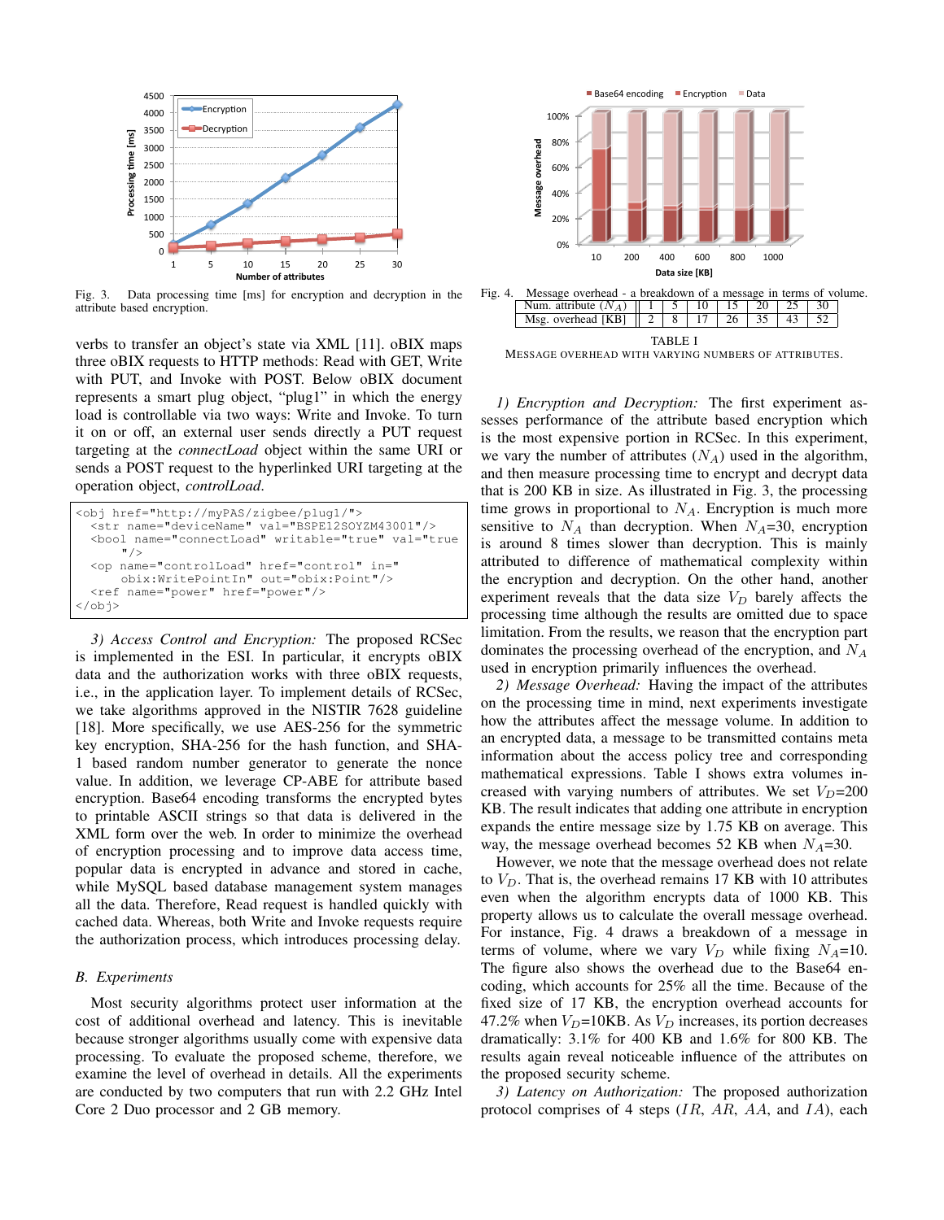Fig. 3. Data processing time [ms] for encryption and decryption in the attribute based encryption.

verbs to transfer an object's state via XML [11]. oBIX maps three oBIX requests to HTTP methods: Read with GET, Write with PUT, and Invoke with POST. Below oBIX document represents a smart plug object, "plug1" in which the energy load is controllable via two ways: Write and Invoke. To turn it on or off, an external user sends directly a PUT request targeting at the *connectLoad* object within the same URI or sends a POST request to the hyperlinked URI targeting at the operation object, *controlLoad*.

```
<obj href="http://myPAS/zigbee/plug1/">
  <str name="deviceName" val="BSPE12SOYZM43001"/>
  <bool name="connectLoad" writable="true" val="true
      "/>
  <op name="controlLoad" href="control" in="
      obix:WritePointIn" out="obix:Point"/>
  <ref name="power" href="power"/>
</obj>
```

*3) Access Control and Encryption:* The proposed RCSec is implemented in the ESI. In particular, it encrypts oBIX data and the authorization works with three oBIX requests, i.e., in the application layer. To implement details of RCSec, we take algorithms approved in the NISTIR 7628 guideline [18]. More specifically, we use AES-256 for the symmetric key encryption, SHA-256 for the hash function, and SHA-1 based random number generator to generate the nonce value. In addition, we leverage CP-ABE for attribute based encryption. Base64 encoding transforms the encrypted bytes to printable ASCII strings so that data is delivered in the XML form over the web. In order to minimize the overhead of encryption processing and to improve data access time, popular data is encrypted in advance and stored in cache, while MySQL based database management system manages all the data. Therefore, Read request is handled quickly with cached data. Whereas, both Write and Invoke requests require the authorization process, which introduces processing delay.

## B. Experiments

Most security algorithms protect user information at the cost of additional overhead and latency. This is inevitable because stronger algorithms usually come with expensive data processing. To evaluate the proposed scheme, therefore, we examine the level of overhead in details. All the experiments are conducted by two computers that run with 2.2 GHz Intel Core 2 Duo processor and 2 GB memory.

Fig. 4. Message overhead - a breakdown of a message in terms of volume.

| Num. attribute ($N_A$) | 1 | 5 | 10 | 15 | 20 | 25 | 30 |
|---|---|---|---|---|---|---|---|
| Msg. overhead [KB] | 2 | 8 | 17 | 26 | 35 | 43 | 52 |

TABLE I
MESSAGE OVERHEAD WITH VARYING NUMBERS OF ATTRIBUTES.

*1) Encryption and Decryption:* The first experiment assesses performance of the attribute based encryption which is the most expensive portion in RCSec. In this experiment, we vary the number of attributes ($N_A$) used in the algorithm, and then measure processing time to encrypt and decrypt data that is 200 KB in size. As illustrated in Fig. 3, the processing time grows in proportional to $N_A$. Encryption is much more sensitive to $N_A$ than decryption. When $N_A$=30, encryption is around 8 times slower than decryption. This is mainly attributed to difference of mathematical complexity within the encryption and decryption. On the other hand, another experiment reveals that the data size $V_D$ barely affects the processing time although the results are omitted due to space limitation. From the results, we reason that the encryption part dominates the processing overhead of the encryption, and $N_A$ used in encryption primarily influences the overhead.

*2) Message Overhead:* Having the impact of the attributes on the processing time in mind, next experiments investigate how the attributes affect the message volume. In addition to an encrypted data, a message to be transmitted contains meta information about the access policy tree and corresponding mathematical expressions. Table I shows extra volumes increased with varying numbers of attributes. We set $V_D$=200 KB. The result indicates that adding one attribute in encryption expands the entire message size by 1.75 KB on average. This way, the message overhead becomes 52 KB when $N_A$=30.

However, we note that the message overhead does not relate to $V_D$. That is, the overhead remains 17 KB with 10 attributes even when the algorithm encrypts data of 1000 KB. This property allows us to calculate the overall message overhead. For instance, Fig. 4 draws a breakdown of a message in terms of volume, where we vary $V_D$ while fixing $N_A$=10. The figure also shows the overhead due to the Base64 encoding, which accounts for 25% all the time. Because of the fixed size of 17 KB, the encryption overhead accounts for 47.2% when $V_D$=10KB. As $V_D$ increases, its portion decreases dramatically: 3.1% for 400 KB and 1.6% for 800 KB. The results again reveal noticeable influence of the attributes on the proposed security scheme.

*3) Latency on Authorization:* The proposed authorization protocol comprises of 4 steps ($IR$, $AR$, $AA$, and $IA$), each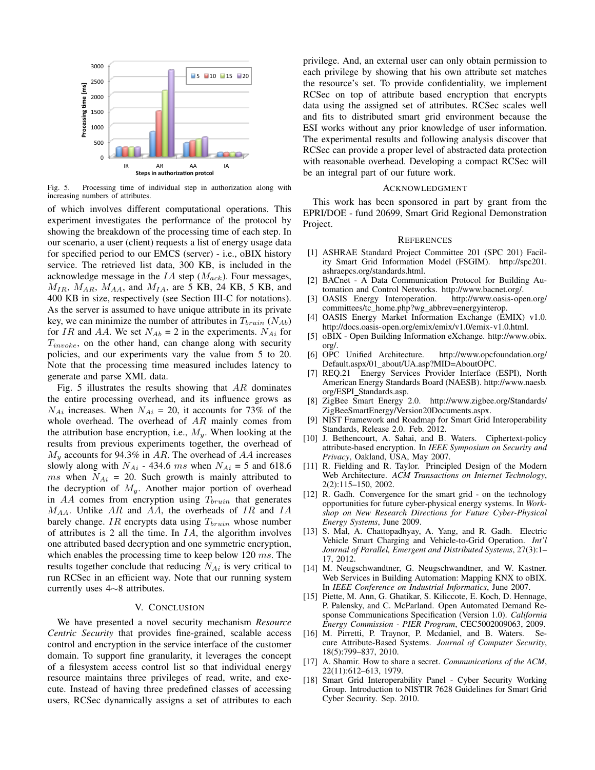3000
2500
2000
1500
1000
500
0

Processing time [ms]

5 10 15 20

IR AR AA IA

Steps in authorization protcol

Fig. 5. Processing time of individual step in authorization along with increasing numbers of attributes.

of which involves different computational operations. This experiment investigates the performance of the protocol by showing the breakdown of the processing time of each step. In our scenario, a user (client) requests a list of energy usage data for specified period to our EMCS (server) - i.e., oBIX history service. The retrieved list data, 300 KB, is included in the acknowledge message in the $IA$ step ($M_{ack}$). Four messages, $M_{IR}$, $M_{AR}$, $M_{AA}$, and $M_{IA}$, are 5 KB, 24 KB, 5 KB, and 400 KB in size, respectively (see Section III-C for notations). As the server is assumed to have unique attribute in its private key, we can minimize the number of attributes in $T_{bruin}$ ($N_{Ab}$) for $IR$ and $AA$. We set $N_{Ab}$ = 2 in the experiments. $N_{Ai}$ for $T_{invoke}$, on the other hand, can change along with security policies, and our experiments vary the value from 5 to 20. Note that the processing time measured includes latency to generate and parse XML data.

Fig. 5 illustrates the results showing that $AR$ dominates the entire processing overhead, and its influence grows as $N_{Ai}$ increases. When $N_{Ai}$ = 20, it accounts for 73% of the whole overhead. The overhead of $AR$ mainly comes from the attribution base encryption, i.e., $M_y$. When looking at the results from previous experiments together, the overhead of $M_y$ accounts for 94.3% in $AR$. The overhead of $AA$ increases slowly along with $N_{Ai}$ - 434.6 $ms$ when $N_{Ai}$ = 5 and 618.6 $ms$ when $N_{Ai}$ = 20. Such growth is mainly attributed to the decryption of $M_y$. Another major portion of overhead in $AA$ comes from encryption using $T_{bruin}$ that generates $M_{AA}$. Unlike $AR$ and $AA$, the overheads of $IR$ and $IA$ barely change. $IR$ encrypts data using $T_{bruin}$ whose number of attributes is 2 all the time. In $IA$, the algorithm involves one attributed based decryption and one symmetric encryption, which enables the processing time to keep below 120 $ms$. The results together conclude that reducing $N_{Ai}$ is very critical to run RCSec in an efficient way. Note that our running system currently uses 4∼8 attributes.

## V. Conclusion

We have presented a novel security mechanism *Resource Centric Security* that provides fine-grained, scalable access control and encryption in the service interface of the customer domain. To support fine granularity, it leverages the concept of a filesystem access control list so that individual energy resource maintains three privileges of read, write, and execute. Instead of having three predefined classes of accessing users, RCSec dynamically assigns a set of attributes to each privilege. And, an external user can only obtain permission to each privilege by showing that his own attribute set matches the resource's set. To provide confidentiality, we implement RCSec on top of attribute based encryption that encrypts data using the assigned set of attributes. RCSec scales well and fits to distributed smart grid environment because the ESI works without any prior knowledge of user information. The experimental results and following analysis discover that RCSec can provide a proper level of abstracted data protection with reasonable overhead. Developing a compact RCSec will be an integral part of our future work.

## Acknowledgment

This work has been sponsored in part by grant from the EPRI/DOE - fund 20699, Smart Grid Regional Demonstration Project.

## References

[1] ASHRAE Standard Project Committee 201 (SPC 201) Facility Smart Grid Information Model (FSGIM). http://spc201.ashraepcs.org/standards.html.

[2] BACnet - A Data Communication Protocol for Building Automation and Control Networks. http://www.bacnet.org/.

[3] OASIS Energy Interoperation. http://www.oasis-open.org/committees/tc_home.php?wg_abbrev=energyinterop.

[4] OASIS Energy Market Information Exchange (EMIX) v1.0. http://docs.oasis-open.org/emix/emix/v1.0/emix-v1.0.html.

[5] oBIX - Open Building Information eXchange. http://www.obix.org/.

[6] OPC Unified Architecture. http://www.opcfoundation.org/Default.aspx/01_about/UA.asp?MID=AboutOPC.

[7] REQ.21 Energy Services Provider Interface (ESPI), North American Energy Standards Board (NAESB). http://www.naesb.org/ESPI_Standards.asp.

[8] ZigBee Smart Energy 2.0. http://www.zigbee.org/Standards/ZigBeeSmartEnergy/Version20Documents.aspx.

[9] NIST Framework and Roadmap for Smart Grid Interoperability Standards, Release 2.0. Feb. 2012.

[10] J. Bethencourt, A. Sahai, and B. Waters. Ciphertext-policy attribute-based encryption. In *IEEE Symposium on Security and Privacy*, Oakland, USA, May 2007.

[11] R. Fielding and R. Taylor. Principled Design of the Modern Web Architecture. *ACM Transactions on Internet Technology*, 2(2):115–150, 2002.

[12] R. Gadh. Convergence for the smart grid - on the technology opportunities for future cyber-physical energy systems. In *Workshop on New Research Directions for Future Cyber-Physical Energy Systems*, June 2009.

[13] S. Mal, A. Chattopadhyay, A. Yang, and R. Gadh. Electric Vehicle Smart Charging and Vehicle-to-Grid Operation. *Int'l Journal of Parallel, Emergent and Distributed Systems*, 27(3):1–17, 2012.

[14] M. Neugschwandtner, G. Neugschwandtner, and W. Kastner. Web Services in Building Automation: Mapping KNX to oBIX. In *IEEE Conference on Industrial Informatics*, June 2007.

[15] Piette, M. Ann, G. Ghatikar, S. Kiliccote, E. Koch, D. Hennage, P. Palensky, and C. McParland. Open Automated Demand Response Communications Specification (Version 1.0). *California Energy Commission - PIER Program*, CEC5002009063, 2009.

[16] M. Pirretti, P. Traynor, P. Mcdaniel, and B. Waters. Secure Attribute-Based Systems. *Journal of Computer Security*, 18(5):799–837, 2010.

[17] A. Shamir. How to share a secret. *Communications of the ACM*, 22(11):612–613, 1979.

[18] Smart Grid Interoperability Panel - Cyber Security Working Group. Introduction to NISTIR 7628 Guidelines for Smart Grid Cyber Security. Sep. 2010.